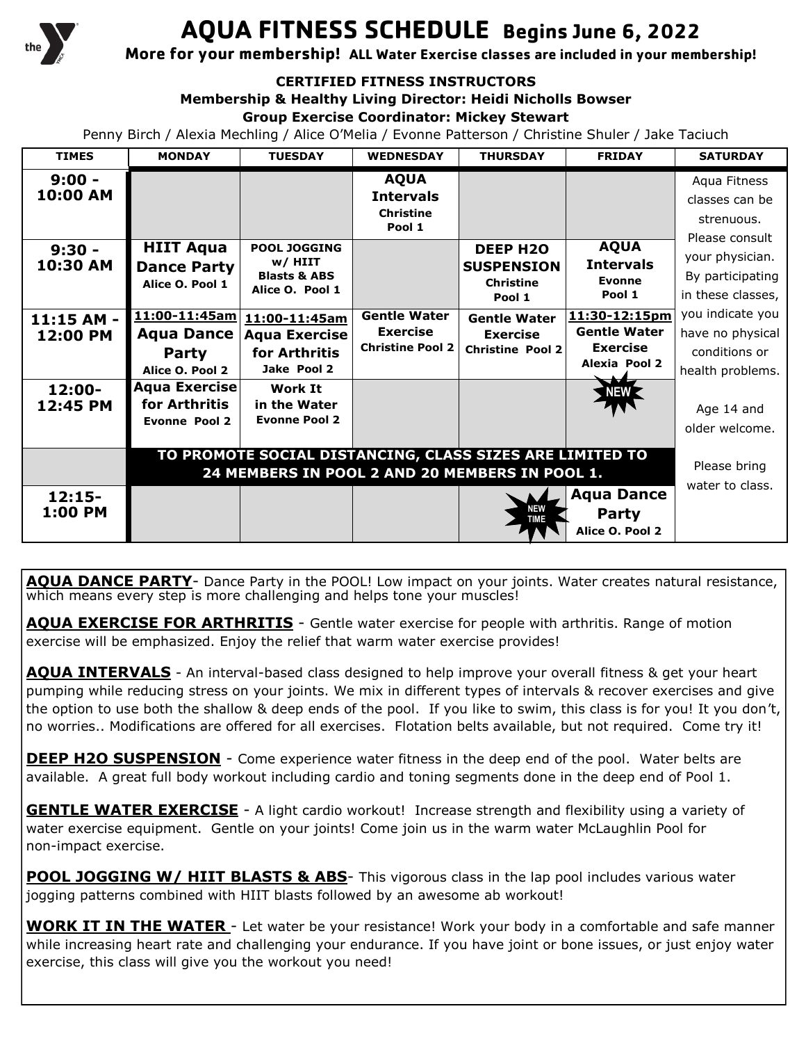# AQUA FITNESS SCHEDULE Begins June 6, 2022

**More for your membership! ALL Water Exercise classes are included in your membership!**

**CERTIFIED FITNESS INSTRUCTORS**

**Membership & Healthy Living Director: Heidi Nicholls Bowser**

**Group Exercise Coordinator: Mickey Stewart**

Penny Birch / Alexia Mechling / Alice O'Melia / Evonne Patterson / Christine Shuler / Jake Taciuch

| TIMES | MONDAY | TUESDAY | WEDNESDAY | THURSDAY | FRIDAY | SATURDAY |
|---|---|---|---|---|---|---|
| **9:00 - 10:00 AM** | | | **AQUA Intervals** Christine Pool 1 | | | Aqua Fitness classes can be strenuous. Please consult your physician. By participating in these classes, you indicate you have no physical conditions or health problems. |
| **9:30 - 10:30 AM** | **HIIT Aqua Dance Party** Alice O. Pool 1 | **POOL JOGGING w/ HIIT Blasts & ABS** Alice O. Pool 1 | | **DEEP H2O SUSPENSION** Christine Pool 1 | **AQUA Intervals** Evonne Pool 1 | |
| **11:15 AM - 12:00 PM** | 11:00-11:45am **Aqua Dance Party** Alice O. Pool 2 | 11:00-11:45am **Aqua Exercise for Arthritis** Jake Pool 2 | **Gentle Water Exercise** Christine Pool 2 | **Gentle Water Exercise** Christine Pool 2 | 11:30-12:15pm **Gentle Water Exercise** Alexia Pool 2 (NEW) | |
| **12:00- 12:45 PM** | **Aqua Exercise for Arthritis** Evonne Pool 2 | **Work It in the Water** Evonne Pool 2 | | | | Age 14 and older welcome. |
| | **TO PROMOTE SOCIAL DISTANCING, CLASS SIZES ARE LIMITED TO 24 MEMBERS IN POOL 2 AND 20 MEMBERS IN POOL 1.** | | | | | Please bring water to class. |
| **12:15- 1:00 PM** | | | | | (NEW TIME) **Aqua Dance Party** Alice O. Pool 2 | |

**AQUA DANCE PARTY**- Dance Party in the POOL! Low impact on your joints. Water creates natural resistance, which means every step is more challenging and helps tone your muscles!

**AQUA EXERCISE FOR ARTHRITIS** - Gentle water exercise for people with arthritis. Range of motion exercise will be emphasized. Enjoy the relief that warm water exercise provides!

**AQUA INTERVALS** - An interval-based class designed to help improve your overall fitness & get your heart pumping while reducing stress on your joints. We mix in different types of intervals & recover exercises and give the option to use both the shallow & deep ends of the pool. If you like to swim, this class is for you! It you don't, no worries.. Modifications are offered for all exercises. Flotation belts available, but not required. Come try it!

**DEEP H2O SUSPENSION** - Come experience water fitness in the deep end of the pool. Water belts are available. A great full body workout including cardio and toning segments done in the deep end of Pool 1.

**GENTLE WATER EXERCISE** - A light cardio workout! Increase strength and flexibility using a variety of water exercise equipment. Gentle on your joints! Come join us in the warm water McLaughlin Pool for non-impact exercise.

**POOL JOGGING W/ HIIT BLASTS & ABS**- This vigorous class in the lap pool includes various water jogging patterns combined with HIIT blasts followed by an awesome ab workout!

**WORK IT IN THE WATER** - Let water be your resistance! Work your body in a comfortable and safe manner while increasing heart rate and challenging your endurance. If you have joint or bone issues, or just enjoy water exercise, this class will give you the workout you need!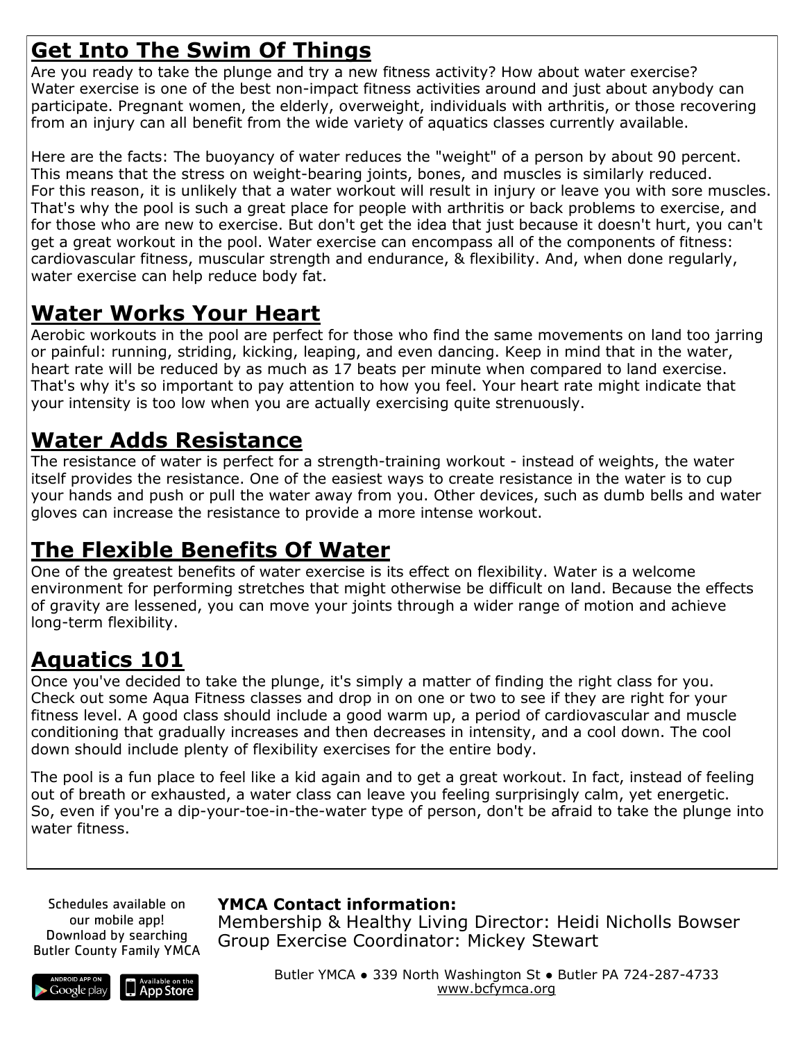## Get Into The Swim Of Things

Are you ready to take the plunge and try a new fitness activity? How about water exercise? Water exercise is one of the best non-impact fitness activities around and just about anybody can participate. Pregnant women, the elderly, overweight, individuals with arthritis, or those recovering from an injury can all benefit from the wide variety of aquatics classes currently available.

Here are the facts: The buoyancy of water reduces the "weight" of a person by about 90 percent. This means that the stress on weight-bearing joints, bones, and muscles is similarly reduced. For this reason, it is unlikely that a water workout will result in injury or leave you with sore muscles. That's why the pool is such a great place for people with arthritis or back problems to exercise, and for those who are new to exercise. But don't get the idea that just because it doesn't hurt, you can't get a great workout in the pool. Water exercise can encompass all of the components of fitness: cardiovascular fitness, muscular strength and endurance, & flexibility. And, when done regularly, water exercise can help reduce body fat.

## Water Works Your Heart

Aerobic workouts in the pool are perfect for those who find the same movements on land too jarring or painful: running, striding, kicking, leaping, and even dancing. Keep in mind that in the water, heart rate will be reduced by as much as 17 beats per minute when compared to land exercise. That's why it's so important to pay attention to how you feel. Your heart rate might indicate that your intensity is too low when you are actually exercising quite strenuously.

## Water Adds Resistance

The resistance of water is perfect for a strength-training workout - instead of weights, the water itself provides the resistance. One of the easiest ways to create resistance in the water is to cup your hands and push or pull the water away from you. Other devices, such as dumb bells and water gloves can increase the resistance to provide a more intense workout.

## The Flexible Benefits Of Water

One of the greatest benefits of water exercise is its effect on flexibility. Water is a welcome environment for performing stretches that might otherwise be difficult on land. Because the effects of gravity are lessened, you can move your joints through a wider range of motion and achieve long-term flexibility.

## Aquatics 101

Once you've decided to take the plunge, it's simply a matter of finding the right class for you. Check out some Aqua Fitness classes and drop in on one or two to see if they are right for your fitness level. A good class should include a good warm up, a period of cardiovascular and muscle conditioning that gradually increases and then decreases in intensity, and a cool down. The cool down should include plenty of flexibility exercises for the entire body.

The pool is a fun place to feel like a kid again and to get a great workout. In fact, instead of feeling out of breath or exhausted, a water class can leave you feeling surprisingly calm, yet energetic. So, even if you're a dip-your-toe-in-the-water type of person, don't be afraid to take the plunge into water fitness.

Schedules available on our mobile app! Download by searching Butler County Family YMCA

ANDROID APP ON Google play | Available on the App Store

**YMCA Contact information:**

Membership & Healthy Living Director: Heidi Nicholls Bowser
Group Exercise Coordinator: Mickey Stewart

Butler YMCA ● 339 North Washington St ● Butler PA 724-287-4733
www.bcfymca.org